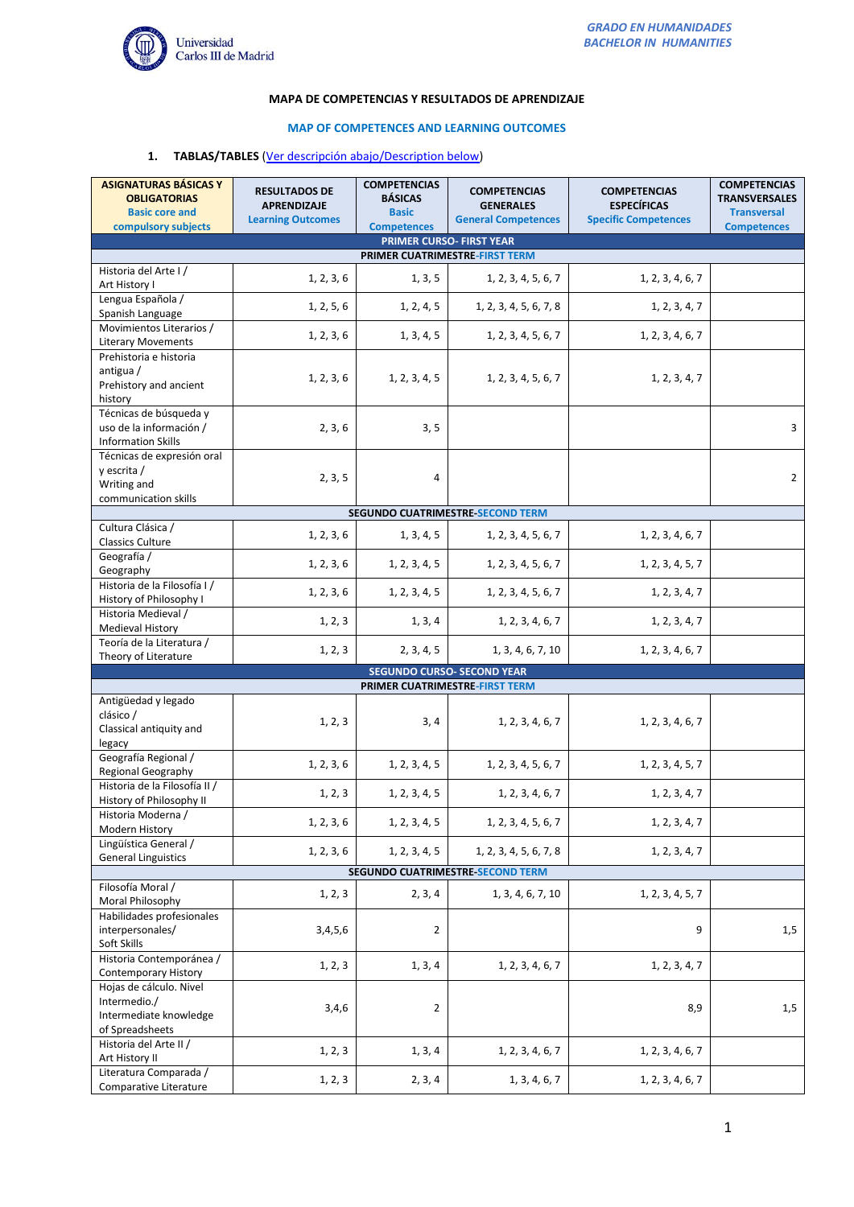**MAPA DE COMPETENCIAS Y RESULTADOS DE APRENDIZAJE**

**MAP OF COMPETENCES AND LEARNING OUTCOMES**

1. **TABLAS/TABLES** (Ver descripción abajo/Description below)

| ASIGNATURAS BÁSICAS Y OBLIGATORIAS Basic core and compulsory subjects | RESULTADOS DE APRENDIZAJE Learning Outcomes | COMPETENCIAS BÁSICAS Basic Competences | COMPETENCIAS GENERALES General Competences | COMPETENCIAS ESPECÍFICAS Specific Competences | COMPETENCIAS TRANSVERSALES Transversal Competences |
|---|---|---|---|---|---|
| **PRIMER CURSO- FIRST YEAR** | | | | | |
| **PRIMER CUATRIMESTRE-FIRST TERM** | | | | | |
| Historia del Arte I / Art History I | 1, 2, 3, 6 | 1, 3, 5 | 1, 2, 3, 4, 5, 6, 7 | 1, 2, 3, 4, 6, 7 | |
| Lengua Española / Spanish Language | 1, 2, 5, 6 | 1, 2, 4, 5 | 1, 2, 3, 4, 5, 6, 7, 8 | 1, 2, 3, 4, 7 | |
| Movimientos Literarios / Literary Movements | 1, 2, 3, 6 | 1, 3, 4, 5 | 1, 2, 3, 4, 5, 6, 7 | 1, 2, 3, 4, 6, 7 | |
| Prehistoria e historia antigua / Prehistory and ancient history | 1, 2, 3, 6 | 1, 2, 3, 4, 5 | 1, 2, 3, 4, 5, 6, 7 | 1, 2, 3, 4, 7 | |
| Técnicas de búsqueda y uso de la información / Information Skills | 2, 3, 6 | 3, 5 | | | 3 |
| Técnicas de expresión oral y escrita / Writing and communication skills | 2, 3, 5 | 4 | | | 2 |
| **SEGUNDO CUATRIMESTRE-SECOND TERM** | | | | | |
| Cultura Clásica / Classics Culture | 1, 2, 3, 6 | 1, 3, 4, 5 | 1, 2, 3, 4, 5, 6, 7 | 1, 2, 3, 4, 6, 7 | |
| Geografía / Geography | 1, 2, 3, 6 | 1, 2, 3, 4, 5 | 1, 2, 3, 4, 5, 6, 7 | 1, 2, 3, 4, 5, 7 | |
| Historia de la Filosofía I / History of Philosophy I | 1, 2, 3, 6 | 1, 2, 3, 4, 5 | 1, 2, 3, 4, 5, 6, 7 | 1, 2, 3, 4, 7 | |
| Historia Medieval / Medieval History | 1, 2, 3 | 1, 3, 4 | 1, 2, 3, 4, 6, 7 | 1, 2, 3, 4, 7 | |
| Teoría de la Literatura / Theory of Literature | 1, 2, 3 | 2, 3, 4, 5 | 1, 3, 4, 6, 7, 10 | 1, 2, 3, 4, 6, 7 | |
| **SEGUNDO CURSO- SECOND YEAR** | | | | | |
| **PRIMER CUATRIMESTRE-FIRST TERM** | | | | | |
| Antigüedad y legado clásico / Classical antiquity and legacy | 1, 2, 3 | 3, 4 | 1, 2, 3, 4, 6, 7 | 1, 2, 3, 4, 6, 7 | |
| Geografía Regional / Regional Geography | 1, 2, 3, 6 | 1, 2, 3, 4, 5 | 1, 2, 3, 4, 5, 6, 7 | 1, 2, 3, 4, 5, 7 | |
| Historia de la Filosofía II / History of Philosophy II | 1, 2, 3 | 1, 2, 3, 4, 5 | 1, 2, 3, 4, 6, 7 | 1, 2, 3, 4, 7 | |
| Historia Moderna / Modern History | 1, 2, 3, 6 | 1, 2, 3, 4, 5 | 1, 2, 3, 4, 5, 6, 7 | 1, 2, 3, 4, 7 | |
| Lingüística General / General Linguistics | 1, 2, 3, 6 | 1, 2, 3, 4, 5 | 1, 2, 3, 4, 5, 6, 7, 8 | 1, 2, 3, 4, 7 | |
| **SEGUNDO CUATRIMESTRE-SECOND TERM** | | | | | |
| Filosofía Moral / Moral Philosophy | 1, 2, 3 | 2, 3, 4 | 1, 3, 4, 6, 7, 10 | 1, 2, 3, 4, 5, 7 | |
| Habilidades profesionales interpersonales/ Soft Skills | 3,4,5,6 | 2 | | 9 | 1,5 |
| Historia Contemporánea / Contemporary History | 1, 2, 3 | 1, 3, 4 | 1, 2, 3, 4, 6, 7 | 1, 2, 3, 4, 7 | |
| Hojas de cálculo. Nivel Intermedio./ Intermediate knowledge of Spreadsheets | 3,4,6 | 2 | | 8,9 | 1,5 |
| Historia del Arte II / Art History II | 1, 2, 3 | 1, 3, 4 | 1, 2, 3, 4, 6, 7 | 1, 2, 3, 4, 6, 7 | |
| Literatura Comparada / Comparative Literature | 1, 2, 3 | 2, 3, 4 | 1, 3, 4, 6, 7 | 1, 2, 3, 4, 6, 7 | |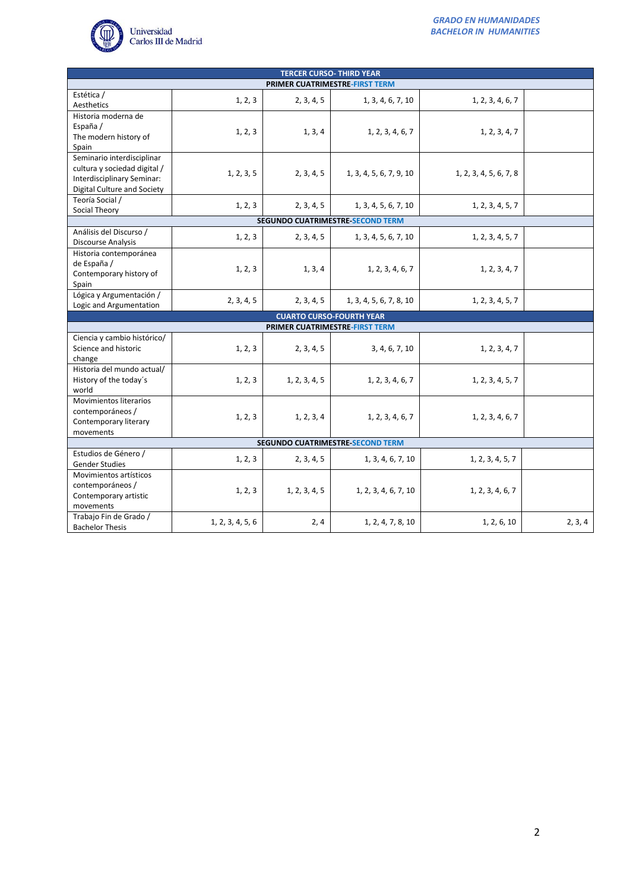| | | | | | |
|---|---|---|---|---|---|
| **TERCER CURSO- THIRD YEAR** | | | | | |
| **PRIMER CUATRIMESTRE-FIRST TERM** | | | | | |
| Estética / Aesthetics | 1, 2, 3 | 2, 3, 4, 5 | 1, 3, 4, 6, 7, 10 | 1, 2, 3, 4, 6, 7 | |
| Historia moderna de España / The modern history of Spain | 1, 2, 3 | 1, 3, 4 | 1, 2, 3, 4, 6, 7 | 1, 2, 3, 4, 7 | |
| Seminario interdisciplinar cultura y sociedad digital / Interdisciplinary Seminar: Digital Culture and Society | 1, 2, 3, 5 | 2, 3, 4, 5 | 1, 3, 4, 5, 6, 7, 9, 10 | 1, 2, 3, 4, 5, 6, 7, 8 | |
| Teoría Social / Social Theory | 1, 2, 3 | 2, 3, 4, 5 | 1, 3, 4, 5, 6, 7, 10 | 1, 2, 3, 4, 5, 7 | |
| **SEGUNDO CUATRIMESTRE-SECOND TERM** | | | | | |
| Análisis del Discurso / Discourse Analysis | 1, 2, 3 | 2, 3, 4, 5 | 1, 3, 4, 5, 6, 7, 10 | 1, 2, 3, 4, 5, 7 | |
| Historia contemporánea de España / Contemporary history of Spain | 1, 2, 3 | 1, 3, 4 | 1, 2, 3, 4, 6, 7 | 1, 2, 3, 4, 7 | |
| Lógica y Argumentación / Logic and Argumentation | 2, 3, 4, 5 | 2, 3, 4, 5 | 1, 3, 4, 5, 6, 7, 8, 10 | 1, 2, 3, 4, 5, 7 | |
| **CUARTO CURSO-FOURTH YEAR** | | | | | |
| **PRIMER CUATRIMESTRE-FIRST TERM** | | | | | |
| Ciencia y cambio histórico/ Science and historic change | 1, 2, 3 | 2, 3, 4, 5 | 3, 4, 6, 7, 10 | 1, 2, 3, 4, 7 | |
| Historia del mundo actual/ History of the today´s world | 1, 2, 3 | 1, 2, 3, 4, 5 | 1, 2, 3, 4, 6, 7 | 1, 2, 3, 4, 5, 7 | |
| Movimientos literarios contemporáneos / Contemporary literary movements | 1, 2, 3 | 1, 2, 3, 4 | 1, 2, 3, 4, 6, 7 | 1, 2, 3, 4, 6, 7 | |
| **SEGUNDO CUATRIMESTRE-SECOND TERM** | | | | | |
| Estudios de Género / Gender Studies | 1, 2, 3 | 2, 3, 4, 5 | 1, 3, 4, 6, 7, 10 | 1, 2, 3, 4, 5, 7 | |
| Movimientos artísticos contemporáneos / Contemporary artistic movements | 1, 2, 3 | 1, 2, 3, 4, 5 | 1, 2, 3, 4, 6, 7, 10 | 1, 2, 3, 4, 6, 7 | |
| Trabajo Fin de Grado / Bachelor Thesis | 1, 2, 3, 4, 5, 6 | 2, 4 | 1, 2, 4, 7, 8, 10 | 1, 2, 6, 10 | 2, 3, 4 |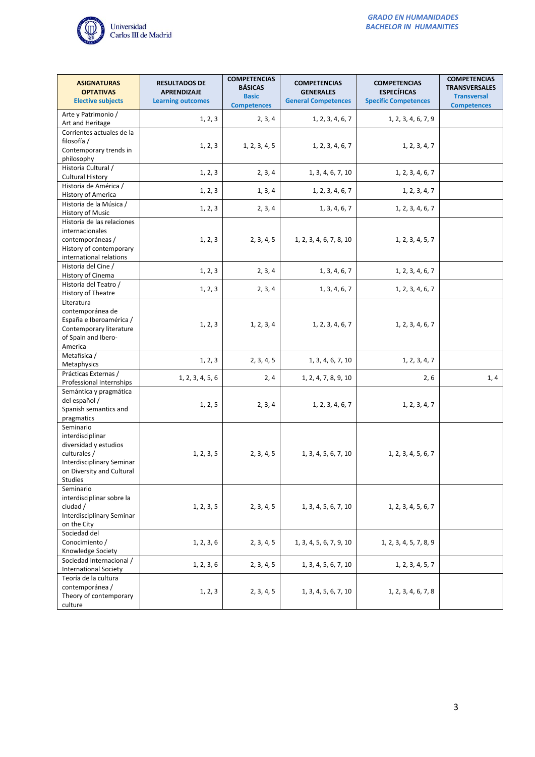| **ASIGNATURAS OPTATIVAS** **Elective subjects** | **RESULTADOS DE APRENDIZAJE** **Learning outcomes** | **COMPETENCIAS BÁSICAS** **Basic Competences** | **COMPETENCIAS GENERALES** **General Competences** | **COMPETENCIAS ESPECÍFICAS** **Specific Competences** | **COMPETENCIAS TRANSVERSALES** **Transversal Competences** |
|---|---|---|---|---|---|
| Arte y Patrimonio / Art and Heritage | 1, 2, 3 | 2, 3, 4 | 1, 2, 3, 4, 6, 7 | 1, 2, 3, 4, 6, 7, 9 | |
| Corrientes actuales de la filosofía / Contemporary trends in philosophy | 1, 2, 3 | 1, 2, 3, 4, 5 | 1, 2, 3, 4, 6, 7 | 1, 2, 3, 4, 7 | |
| Historia Cultural / Cultural History | 1, 2, 3 | 2, 3, 4 | 1, 3, 4, 6, 7, 10 | 1, 2, 3, 4, 6, 7 | |
| Historia de América / History of America | 1, 2, 3 | 1, 3, 4 | 1, 2, 3, 4, 6, 7 | 1, 2, 3, 4, 7 | |
| Historia de la Música / History of Music | 1, 2, 3 | 2, 3, 4 | 1, 3, 4, 6, 7 | 1, 2, 3, 4, 6, 7 | |
| Historia de las relaciones internacionales contemporáneas / History of contemporary international relations | 1, 2, 3 | 2, 3, 4, 5 | 1, 2, 3, 4, 6, 7, 8, 10 | 1, 2, 3, 4, 5, 7 | |
| Historia del Cine / History of Cinema | 1, 2, 3 | 2, 3, 4 | 1, 3, 4, 6, 7 | 1, 2, 3, 4, 6, 7 | |
| Historia del Teatro / History of Theatre | 1, 2, 3 | 2, 3, 4 | 1, 3, 4, 6, 7 | 1, 2, 3, 4, 6, 7 | |
| Literatura contemporánea de España e Iberoamérica / Contemporary literature of Spain and Ibero-America | 1, 2, 3 | 1, 2, 3, 4 | 1, 2, 3, 4, 6, 7 | 1, 2, 3, 4, 6, 7 | |
| Metafísica / Metaphysics | 1, 2, 3 | 2, 3, 4, 5 | 1, 3, 4, 6, 7, 10 | 1, 2, 3, 4, 7 | |
| Prácticas Externas / Professional Internships | 1, 2, 3, 4, 5, 6 | 2, 4 | 1, 2, 4, 7, 8, 9, 10 | 2, 6 | 1, 4 |
| Semántica y pragmática del español / Spanish semantics and pragmatics | 1, 2, 5 | 2, 3, 4 | 1, 2, 3, 4, 6, 7 | 1, 2, 3, 4, 7 | |
| Seminario interdisciplinar diversidad y estudios culturales / Interdisciplinary Seminar on Diversity and Cultural Studies | 1, 2, 3, 5 | 2, 3, 4, 5 | 1, 3, 4, 5, 6, 7, 10 | 1, 2, 3, 4, 5, 6, 7 | |
| Seminario interdisciplinar sobre la ciudad / Interdisciplinary Seminar on the City | 1, 2, 3, 5 | 2, 3, 4, 5 | 1, 3, 4, 5, 6, 7, 10 | 1, 2, 3, 4, 5, 6, 7 | |
| Sociedad del Conocimiento / Knowledge Society | 1, 2, 3, 6 | 2, 3, 4, 5 | 1, 3, 4, 5, 6, 7, 9, 10 | 1, 2, 3, 4, 5, 7, 8, 9 | |
| Sociedad Internacional / International Society | 1, 2, 3, 6 | 2, 3, 4, 5 | 1, 3, 4, 5, 6, 7, 10 | 1, 2, 3, 4, 5, 7 | |
| Teoría de la cultura contemporánea / Theory of contemporary culture | 1, 2, 3 | 2, 3, 4, 5 | 1, 3, 4, 5, 6, 7, 10 | 1, 2, 3, 4, 6, 7, 8 | |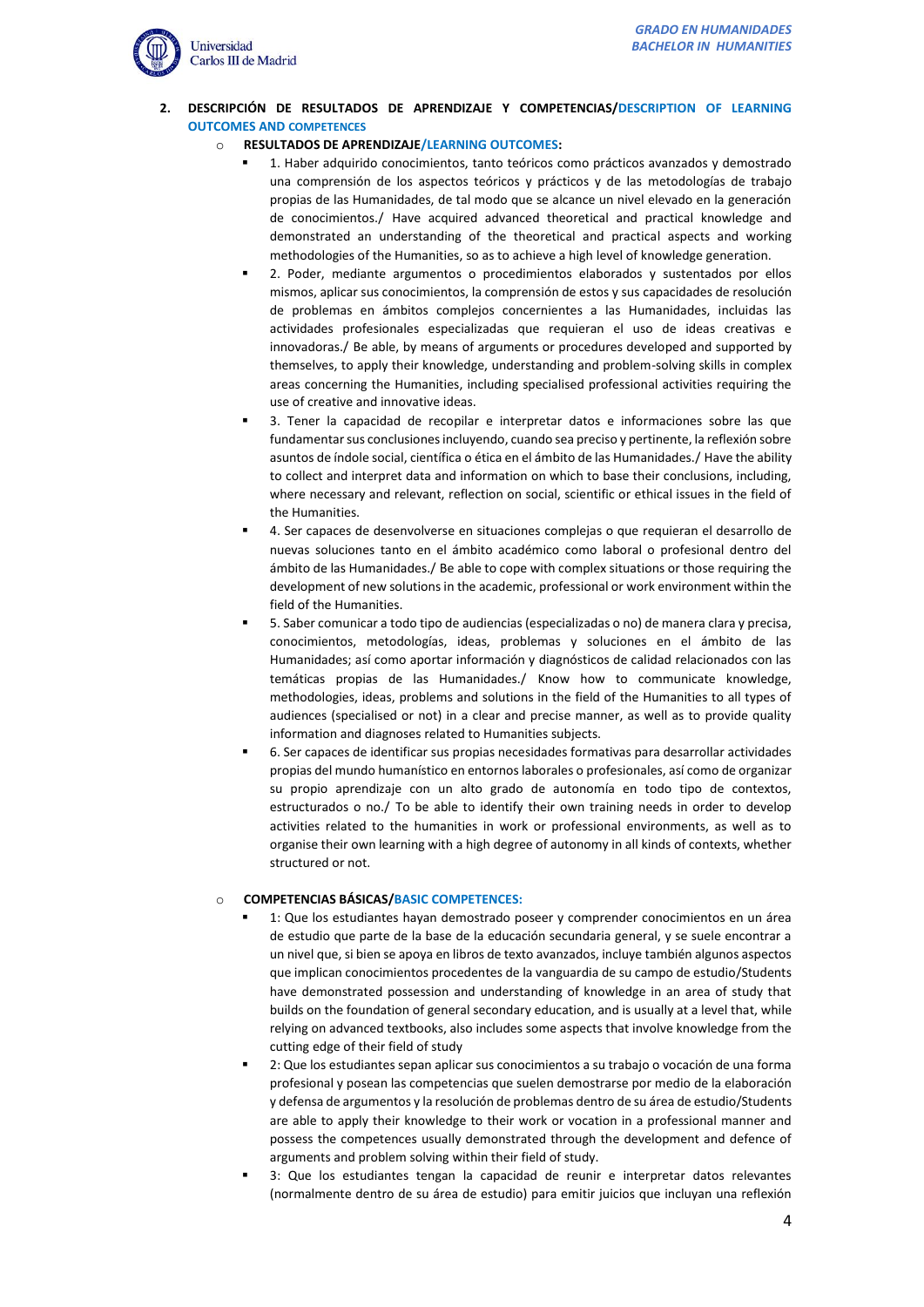## 2. DESCRIPCIÓN DE RESULTADOS DE APRENDIZAJE Y COMPETENCIAS/DESCRIPTION OF LEARNING OUTCOMES AND COMPETENCES

- **RESULTADOS DE APRENDIZAJE/LEARNING OUTCOMES:**
  - 1. Haber adquirido conocimientos, tanto teóricos como prácticos avanzados y demostrado una comprensión de los aspectos teóricos y prácticos y de las metodologías de trabajo propias de las Humanidades, de tal modo que se alcance un nivel elevado en la generación de conocimientos./ Have acquired advanced theoretical and practical knowledge and demonstrated an understanding of the theoretical and practical aspects and working methodologies of the Humanities, so as to achieve a high level of knowledge generation.
  - 2. Poder, mediante argumentos o procedimientos elaborados y sustentados por ellos mismos, aplicar sus conocimientos, la comprensión de estos y sus capacidades de resolución de problemas en ámbitos complejos concernientes a las Humanidades, incluidas las actividades profesionales especializadas que requieran el uso de ideas creativas e innovadoras./ Be able, by means of arguments or procedures developed and supported by themselves, to apply their knowledge, understanding and problem-solving skills in complex areas concerning the Humanities, including specialised professional activities requiring the use of creative and innovative ideas.
  - 3. Tener la capacidad de recopilar e interpretar datos e informaciones sobre las que fundamentar sus conclusiones incluyendo, cuando sea preciso y pertinente, la reflexión sobre asuntos de índole social, científica o ética en el ámbito de las Humanidades./ Have the ability to collect and interpret data and information on which to base their conclusions, including, where necessary and relevant, reflection on social, scientific or ethical issues in the field of the Humanities.
  - 4. Ser capaces de desenvolverse en situaciones complejas o que requieran el desarrollo de nuevas soluciones tanto en el ámbito académico como laboral o profesional dentro del ámbito de las Humanidades./ Be able to cope with complex situations or those requiring the development of new solutions in the academic, professional or work environment within the field of the Humanities.
  - 5. Saber comunicar a todo tipo de audiencias (especializadas o no) de manera clara y precisa, conocimientos, metodologías, ideas, problemas y soluciones en el ámbito de las Humanidades; así como aportar información y diagnósticos de calidad relacionados con las temáticas propias de las Humanidades./ Know how to communicate knowledge, methodologies, ideas, problems and solutions in the field of the Humanities to all types of audiences (specialised or not) in a clear and precise manner, as well as to provide quality information and diagnoses related to Humanities subjects.
  - 6. Ser capaces de identificar sus propias necesidades formativas para desarrollar actividades propias del mundo humanístico en entornos laborales o profesionales, así como de organizar su propio aprendizaje con un alto grado de autonomía en todo tipo de contextos, estructurados o no./ To be able to identify their own training needs in order to develop activities related to the humanities in work or professional environments, as well as to organise their own learning with a high degree of autonomy in all kinds of contexts, whether structured or not.

- **COMPETENCIAS BÁSICAS/BASIC COMPETENCES:**
  - 1: Que los estudiantes hayan demostrado poseer y comprender conocimientos en un área de estudio que parte de la base de la educación secundaria general, y se suele encontrar a un nivel que, si bien se apoya en libros de texto avanzados, incluye también algunos aspectos que implican conocimientos procedentes de la vanguardia de su campo de estudio/Students have demonstrated possession and understanding of knowledge in an area of study that builds on the foundation of general secondary education, and is usually at a level that, while relying on advanced textbooks, also includes some aspects that involve knowledge from the cutting edge of their field of study
  - 2: Que los estudiantes sepan aplicar sus conocimientos a su trabajo o vocación de una forma profesional y posean las competencias que suelen demostrarse por medio de la elaboración y defensa de argumentos y la resolución de problemas dentro de su área de estudio/Students are able to apply their knowledge to their work or vocation in a professional manner and possess the competences usually demonstrated through the development and defence of arguments and problem solving within their field of study.
  - 3: Que los estudiantes tengan la capacidad de reunir e interpretar datos relevantes (normalmente dentro de su área de estudio) para emitir juicios que incluyan una reflexión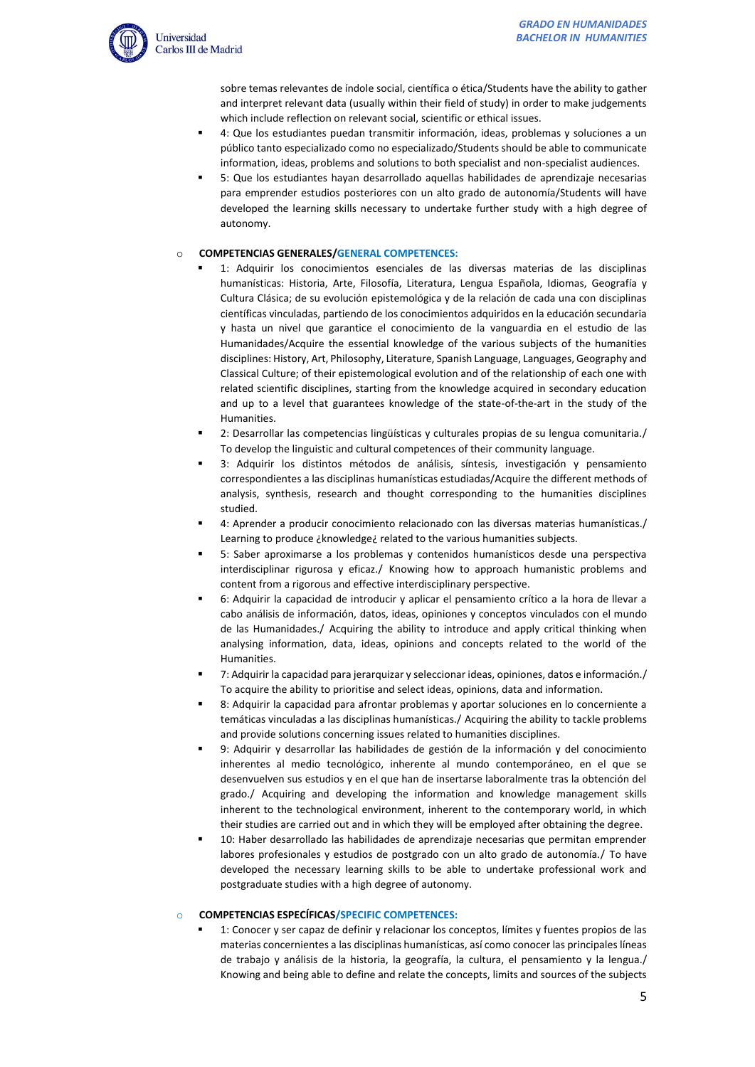sobre temas relevantes de índole social, científica o ética/Students have the ability to gather and interpret relevant data (usually within their field of study) in order to make judgements which include reflection on relevant social, scientific or ethical issues.

- 4: Que los estudiantes puedan transmitir información, ideas, problemas y soluciones a un público tanto especializado como no especializado/Students should be able to communicate information, ideas, problems and solutions to both specialist and non-specialist audiences.
- 5: Que los estudiantes hayan desarrollado aquellas habilidades de aprendizaje necesarias para emprender estudios posteriores con un alto grado de autonomía/Students will have developed the learning skills necessary to undertake further study with a high degree of autonomy.

**COMPETENCIAS GENERALES/GENERAL COMPETENCES:**

- 1: Adquirir los conocimientos esenciales de las diversas materias de las disciplinas humanísticas: Historia, Arte, Filosofía, Literatura, Lengua Española, Idiomas, Geografía y Cultura Clásica; de su evolución epistemológica y de la relación de cada una con disciplinas científicas vinculadas, partiendo de los conocimientos adquiridos en la educación secundaria y hasta un nivel que garantice el conocimiento de la vanguardia en el estudio de las Humanidades/Acquire the essential knowledge of the various subjects of the humanities disciplines: History, Art, Philosophy, Literature, Spanish Language, Languages, Geography and Classical Culture; of their epistemological evolution and of the relationship of each one with related scientific disciplines, starting from the knowledge acquired in secondary education and up to a level that guarantees knowledge of the state-of-the-art in the study of the Humanities.
- 2: Desarrollar las competencias lingüísticas y culturales propias de su lengua comunitaria./ To develop the linguistic and cultural competences of their community language.
- 3: Adquirir los distintos métodos de análisis, síntesis, investigación y pensamiento correspondientes a las disciplinas humanísticas estudiadas/Acquire the different methods of analysis, synthesis, research and thought corresponding to the humanities disciplines studied.
- 4: Aprender a producir conocimiento relacionado con las diversas materias humanísticas./ Learning to produce ¿knowledge¿ related to the various humanities subjects.
- 5: Saber aproximarse a los problemas y contenidos humanísticos desde una perspectiva interdisciplinar rigurosa y eficaz./ Knowing how to approach humanistic problems and content from a rigorous and effective interdisciplinary perspective.
- 6: Adquirir la capacidad de introducir y aplicar el pensamiento crítico a la hora de llevar a cabo análisis de información, datos, ideas, opiniones y conceptos vinculados con el mundo de las Humanidades./ Acquiring the ability to introduce and apply critical thinking when analysing information, data, ideas, opinions and concepts related to the world of the Humanities.
- 7: Adquirir la capacidad para jerarquizar y seleccionar ideas, opiniones, datos e información./ To acquire the ability to prioritise and select ideas, opinions, data and information.
- 8: Adquirir la capacidad para afrontar problemas y aportar soluciones en lo concerniente a temáticas vinculadas a las disciplinas humanísticas./ Acquiring the ability to tackle problems and provide solutions concerning issues related to humanities disciplines.
- 9: Adquirir y desarrollar las habilidades de gestión de la información y del conocimiento inherentes al medio tecnológico, inherente al mundo contemporáneo, en el que se desenvuelven sus estudios y en el que han de insertarse laboralmente tras la obtención del grado./ Acquiring and developing the information and knowledge management skills inherent to the technological environment, inherent to the contemporary world, in which their studies are carried out and in which they will be employed after obtaining the degree.
- 10: Haber desarrollado las habilidades de aprendizaje necesarias que permitan emprender labores profesionales y estudios de postgrado con un alto grado de autonomía./ To have developed the necessary learning skills to be able to undertake professional work and postgraduate studies with a high degree of autonomy.

**COMPETENCIAS ESPECÍFICAS/SPECIFIC COMPETENCES:**

- 1: Conocer y ser capaz de definir y relacionar los conceptos, límites y fuentes propios de las materias concernientes a las disciplinas humanísticas, así como conocer las principales líneas de trabajo y análisis de la historia, la geografía, la cultura, el pensamiento y la lengua./ Knowing and being able to define and relate the concepts, limits and sources of the subjects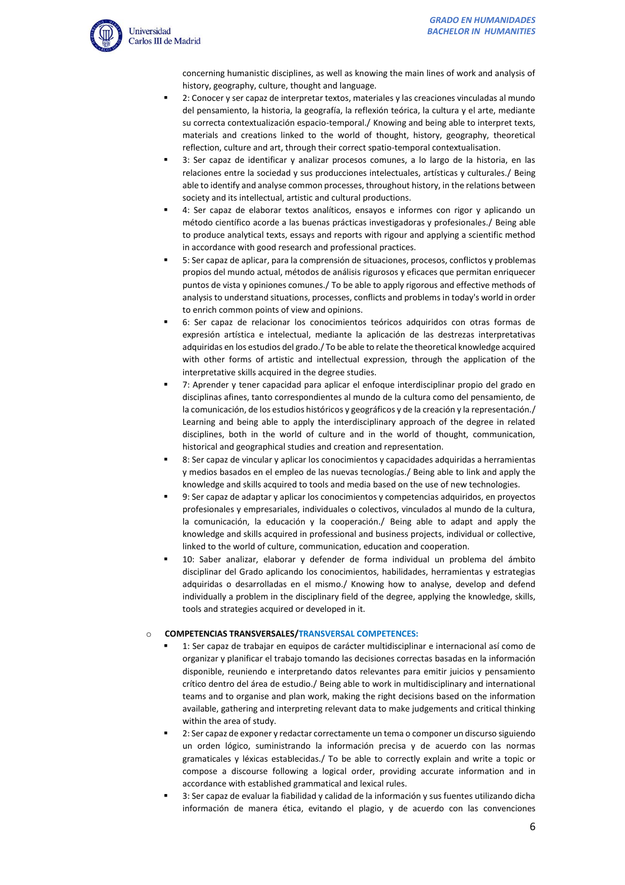concerning humanistic disciplines, as well as knowing the main lines of work and analysis of history, geography, culture, thought and language.

- 2: Conocer y ser capaz de interpretar textos, materiales y las creaciones vinculadas al mundo del pensamiento, la historia, la geografía, la reflexión teórica, la cultura y el arte, mediante su correcta contextualización espacio-temporal./ Knowing and being able to interpret texts, materials and creations linked to the world of thought, history, geography, theoretical reflection, culture and art, through their correct spatio-temporal contextualisation.
- 3: Ser capaz de identificar y analizar procesos comunes, a lo largo de la historia, en las relaciones entre la sociedad y sus producciones intelectuales, artísticas y culturales./ Being able to identify and analyse common processes, throughout history, in the relations between society and its intellectual, artistic and cultural productions.
- 4: Ser capaz de elaborar textos analíticos, ensayos e informes con rigor y aplicando un método científico acorde a las buenas prácticas investigadoras y profesionales./ Being able to produce analytical texts, essays and reports with rigour and applying a scientific method in accordance with good research and professional practices.
- 5: Ser capaz de aplicar, para la comprensión de situaciones, procesos, conflictos y problemas propios del mundo actual, métodos de análisis rigurosos y eficaces que permitan enriquecer puntos de vista y opiniones comunes./ To be able to apply rigorous and effective methods of analysis to understand situations, processes, conflicts and problems in today's world in order to enrich common points of view and opinions.
- 6: Ser capaz de relacionar los conocimientos teóricos adquiridos con otras formas de expresión artística e intelectual, mediante la aplicación de las destrezas interpretativas adquiridas en los estudios del grado./ To be able to relate the theoretical knowledge acquired with other forms of artistic and intellectual expression, through the application of the interpretative skills acquired in the degree studies.
- 7: Aprender y tener capacidad para aplicar el enfoque interdisciplinar propio del grado en disciplinas afines, tanto correspondientes al mundo de la cultura como del pensamiento, de la comunicación, de los estudios históricos y geográficos y de la creación y la representación./ Learning and being able to apply the interdisciplinary approach of the degree in related disciplines, both in the world of culture and in the world of thought, communication, historical and geographical studies and creation and representation.
- 8: Ser capaz de vincular y aplicar los conocimientos y capacidades adquiridas a herramientas y medios basados en el empleo de las nuevas tecnologías./ Being able to link and apply the knowledge and skills acquired to tools and media based on the use of new technologies.
- 9: Ser capaz de adaptar y aplicar los conocimientos y competencias adquiridos, en proyectos profesionales y empresariales, individuales o colectivos, vinculados al mundo de la cultura, la comunicación, la educación y la cooperación./ Being able to adapt and apply the knowledge and skills acquired in professional and business projects, individual or collective, linked to the world of culture, communication, education and cooperation.
- 10: Saber analizar, elaborar y defender de forma individual un problema del ámbito disciplinar del Grado aplicando los conocimientos, habilidades, herramientas y estrategias adquiridas o desarrolladas en el mismo./ Knowing how to analyse, develop and defend individually a problem in the disciplinary field of the degree, applying the knowledge, skills, tools and strategies acquired or developed in it.

- **COMPETENCIAS TRANSVERSALES/TRANSVERSAL COMPETENCES:**
  - 1: Ser capaz de trabajar en equipos de carácter multidisciplinar e internacional así como de organizar y planificar el trabajo tomando las decisiones correctas basadas en la información disponible, reuniendo e interpretando datos relevantes para emitir juicios y pensamiento crítico dentro del área de estudio./ Being able to work in multidisciplinary and international teams and to organise and plan work, making the right decisions based on the information available, gathering and interpreting relevant data to make judgements and critical thinking within the area of study.
  - 2: Ser capaz de exponer y redactar correctamente un tema o componer un discurso siguiendo un orden lógico, suministrando la información precisa y de acuerdo con las normas gramaticales y léxicas establecidas./ To be able to correctly explain and write a topic or compose a discourse following a logical order, providing accurate information and in accordance with established grammatical and lexical rules.
  - 3: Ser capaz de evaluar la fiabilidad y calidad de la información y sus fuentes utilizando dicha información de manera ética, evitando el plagio, y de acuerdo con las convenciones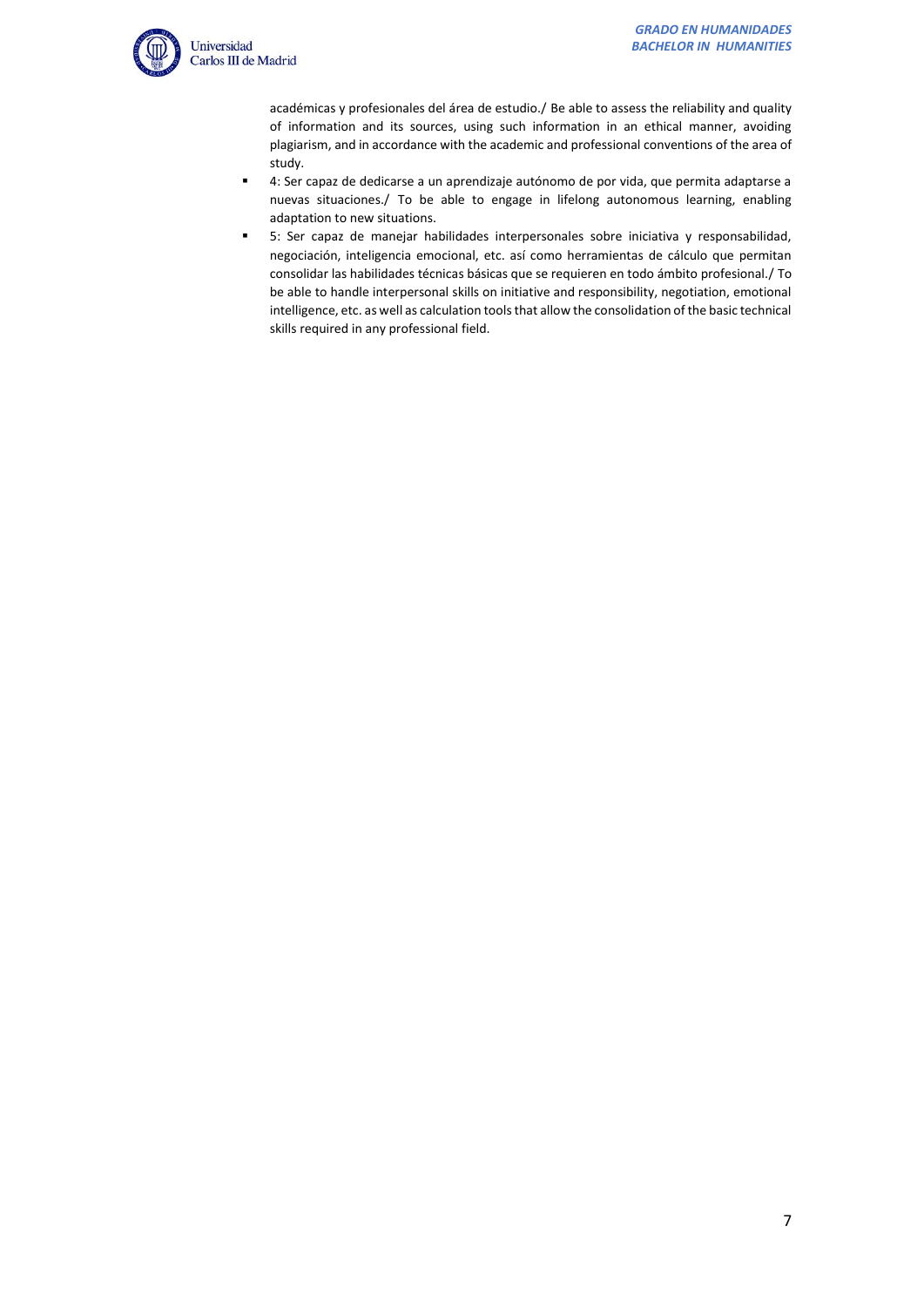académicas y profesionales del área de estudio./ Be able to assess the reliability and quality of information and its sources, using such information in an ethical manner, avoiding plagiarism, and in accordance with the academic and professional conventions of the area of study.

- 4: Ser capaz de dedicarse a un aprendizaje autónomo de por vida, que permita adaptarse a nuevas situaciones./ To be able to engage in lifelong autonomous learning, enabling adaptation to new situations.
- 5: Ser capaz de manejar habilidades interpersonales sobre iniciativa y responsabilidad, negociación, inteligencia emocional, etc. así como herramientas de cálculo que permitan consolidar las habilidades técnicas básicas que se requieren en todo ámbito profesional./ To be able to handle interpersonal skills on initiative and responsibility, negotiation, emotional intelligence, etc. as well as calculation tools that allow the consolidation of the basic technical skills required in any professional field.